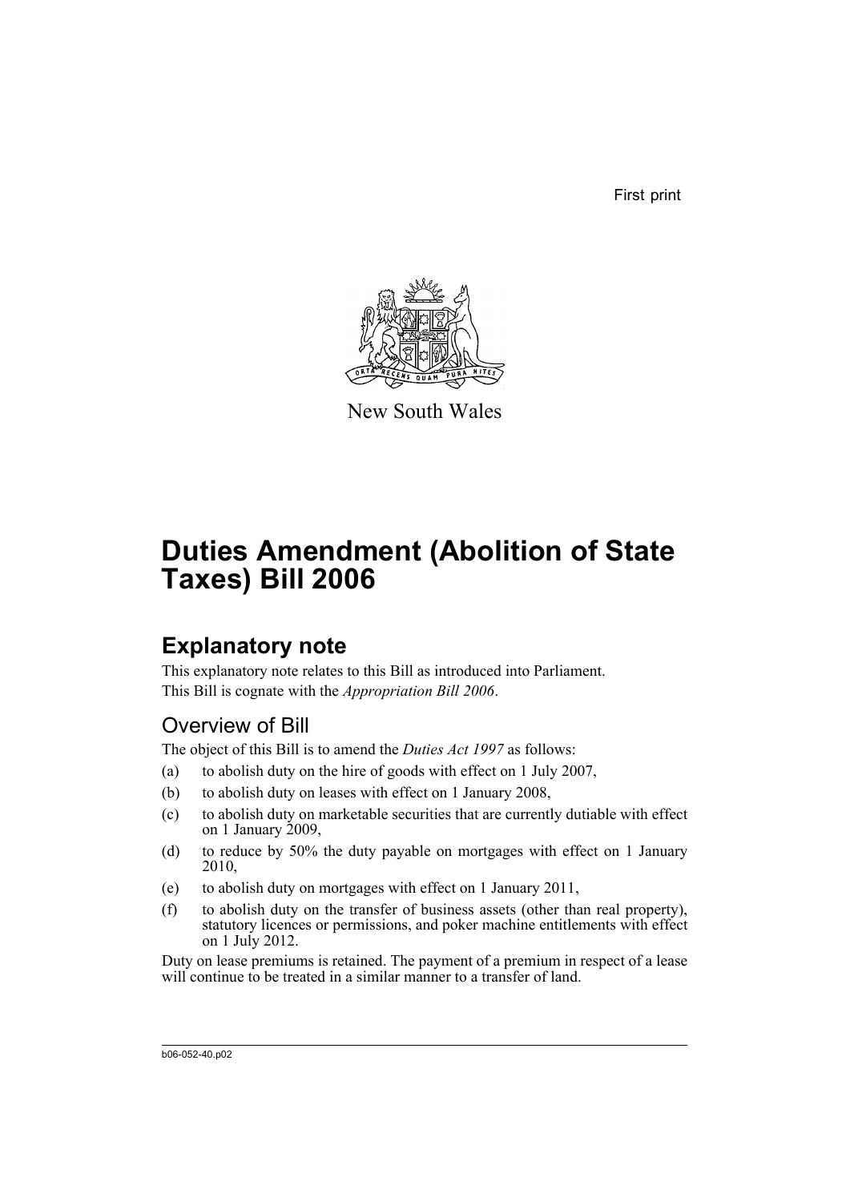First print

New South Wales

# Duties Amendment (Abolition of State Taxes) Bill 2006

## Explanatory note

This explanatory note relates to this Bill as introduced into Parliament.
This Bill is cognate with the *Appropriation Bill 2006*.

### Overview of Bill

The object of this Bill is to amend the *Duties Act 1997* as follows:

(a) to abolish duty on the hire of goods with effect on 1 July 2007,

(b) to abolish duty on leases with effect on 1 January 2008,

(c) to abolish duty on marketable securities that are currently dutiable with effect on 1 January 2009,

(d) to reduce by 50% the duty payable on mortgages with effect on 1 January 2010,

(e) to abolish duty on mortgages with effect on 1 January 2011,

(f) to abolish duty on the transfer of business assets (other than real property), statutory licences or permissions, and poker machine entitlements with effect on 1 July 2012.

Duty on lease premiums is retained. The payment of a premium in respect of a lease will continue to be treated in a similar manner to a transfer of land.

b06-052-40.p02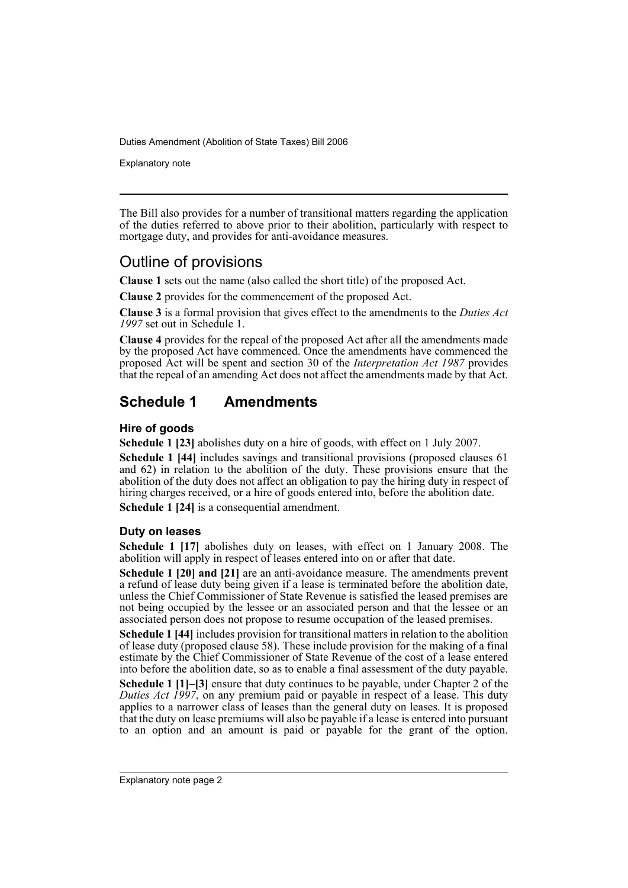The Bill also provides for a number of transitional matters regarding the application of the duties referred to above prior to their abolition, particularly with respect to mortgage duty, and provides for anti-avoidance measures.

## Outline of provisions

**Clause 1** sets out the name (also called the short title) of the proposed Act.

**Clause 2** provides for the commencement of the proposed Act.

**Clause 3** is a formal provision that gives effect to the amendments to the *Duties Act 1997* set out in Schedule 1.

**Clause 4** provides for the repeal of the proposed Act after all the amendments made by the proposed Act have commenced. Once the amendments have commenced the proposed Act will be spent and section 30 of the *Interpretation Act 1987* provides that the repeal of an amending Act does not affect the amendments made by that Act.

## Schedule 1 Amendments

### Hire of goods

**Schedule 1 [23]** abolishes duty on a hire of goods, with effect on 1 July 2007.

**Schedule 1 [44]** includes savings and transitional provisions (proposed clauses 61 and 62) in relation to the abolition of the duty. These provisions ensure that the abolition of the duty does not affect an obligation to pay the hiring duty in respect of hiring charges received, or a hire of goods entered into, before the abolition date.

**Schedule 1 [24]** is a consequential amendment.

### Duty on leases

**Schedule 1 [17]** abolishes duty on leases, with effect on 1 January 2008. The abolition will apply in respect of leases entered into on or after that date.

**Schedule 1 [20] and [21]** are an anti-avoidance measure. The amendments prevent a refund of lease duty being given if a lease is terminated before the abolition date, unless the Chief Commissioner of State Revenue is satisfied the leased premises are not being occupied by the lessee or an associated person and that the lessee or an associated person does not propose to resume occupation of the leased premises.

**Schedule 1 [44]** includes provision for transitional matters in relation to the abolition of lease duty (proposed clause 58). These include provision for the making of a final estimate by the Chief Commissioner of State Revenue of the cost of a lease entered into before the abolition date, so as to enable a final assessment of the duty payable.

**Schedule 1 [1]–[3]** ensure that duty continues to be payable, under Chapter 2 of the *Duties Act 1997*, on any premium paid or payable in respect of a lease. This duty applies to a narrower class of leases than the general duty on leases. It is proposed that the duty on lease premiums will also be payable if a lease is entered into pursuant to an option and an amount is paid or payable for the grant of the option.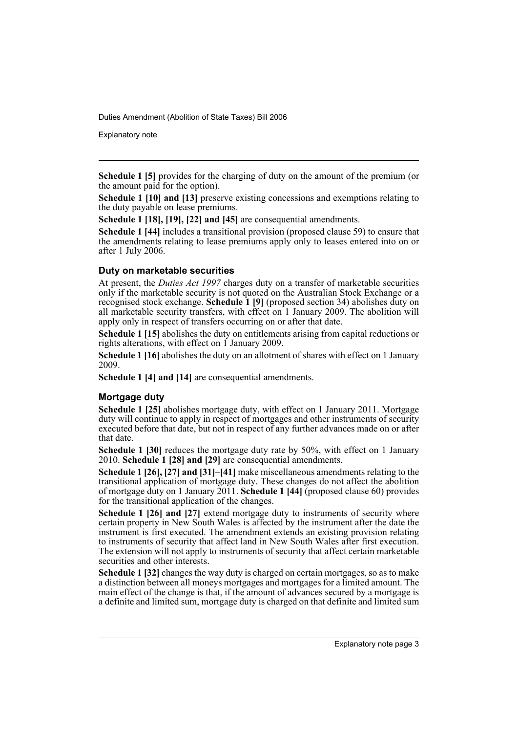**Schedule 1 [5]** provides for the charging of duty on the amount of the premium (or the amount paid for the option).

**Schedule 1 [10] and [13]** preserve existing concessions and exemptions relating to the duty payable on lease premiums.

**Schedule 1 [18], [19], [22] and [45]** are consequential amendments.

**Schedule 1 [44]** includes a transitional provision (proposed clause 59) to ensure that the amendments relating to lease premiums apply only to leases entered into on or after 1 July 2006.

### Duty on marketable securities

At present, the *Duties Act 1997* charges duty on a transfer of marketable securities only if the marketable security is not quoted on the Australian Stock Exchange or a recognised stock exchange. **Schedule 1 [9]** (proposed section 34) abolishes duty on all marketable security transfers, with effect on 1 January 2009. The abolition will apply only in respect of transfers occurring on or after that date.

**Schedule 1 [15]** abolishes the duty on entitlements arising from capital reductions or rights alterations, with effect on 1 January 2009.

**Schedule 1 [16]** abolishes the duty on an allotment of shares with effect on 1 January 2009.

**Schedule 1 [4] and [14]** are consequential amendments.

### Mortgage duty

**Schedule 1 [25]** abolishes mortgage duty, with effect on 1 January 2011. Mortgage duty will continue to apply in respect of mortgages and other instruments of security executed before that date, but not in respect of any further advances made on or after that date.

**Schedule 1 [30]** reduces the mortgage duty rate by 50%, with effect on 1 January 2010. **Schedule 1 [28] and [29]** are consequential amendments.

**Schedule 1 [26], [27] and [31]–[41]** make miscellaneous amendments relating to the transitional application of mortgage duty. These changes do not affect the abolition of mortgage duty on 1 January 2011. **Schedule 1 [44]** (proposed clause 60) provides for the transitional application of the changes.

**Schedule 1 [26] and [27]** extend mortgage duty to instruments of security where certain property in New South Wales is affected by the instrument after the date the instrument is first executed. The amendment extends an existing provision relating to instruments of security that affect land in New South Wales after first execution. The extension will not apply to instruments of security that affect certain marketable securities and other interests.

**Schedule 1 [32]** changes the way duty is charged on certain mortgages, so as to make a distinction between all moneys mortgages and mortgages for a limited amount. The main effect of the change is that, if the amount of advances secured by a mortgage is a definite and limited sum, mortgage duty is charged on that definite and limited sum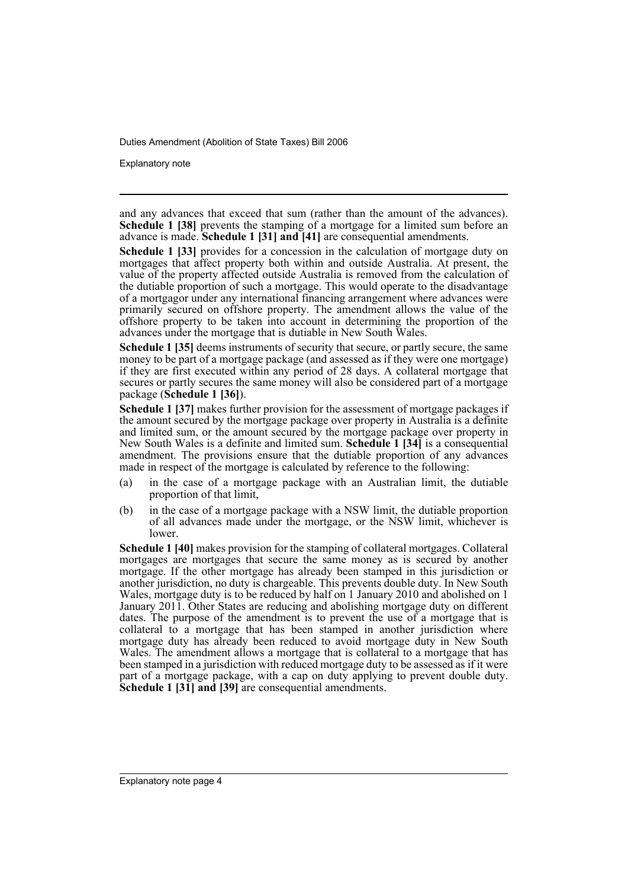and any advances that exceed that sum (rather than the amount of the advances). **Schedule 1 [38]** prevents the stamping of a mortgage for a limited sum before an advance is made. **Schedule 1 [31] and [41]** are consequential amendments.

**Schedule 1 [33]** provides for a concession in the calculation of mortgage duty on mortgages that affect property both within and outside Australia. At present, the value of the property affected outside Australia is removed from the calculation of the dutiable proportion of such a mortgage. This would operate to the disadvantage of a mortgagor under any international financing arrangement where advances were primarily secured on offshore property. The amendment allows the value of the offshore property to be taken into account in determining the proportion of the advances under the mortgage that is dutiable in New South Wales.

**Schedule 1 [35]** deems instruments of security that secure, or partly secure, the same money to be part of a mortgage package (and assessed as if they were one mortgage) if they are first executed within any period of 28 days. A collateral mortgage that secures or partly secures the same money will also be considered part of a mortgage package (**Schedule 1 [36]**).

**Schedule 1 [37]** makes further provision for the assessment of mortgage packages if the amount secured by the mortgage package over property in Australia is a definite and limited sum, or the amount secured by the mortgage package over property in New South Wales is a definite and limited sum. **Schedule 1 [34]** is a consequential amendment. The provisions ensure that the dutiable proportion of any advances made in respect of the mortgage is calculated by reference to the following:

(a) in the case of a mortgage package with an Australian limit, the dutiable proportion of that limit,

(b) in the case of a mortgage package with a NSW limit, the dutiable proportion of all advances made under the mortgage, or the NSW limit, whichever is lower.

**Schedule 1 [40]** makes provision for the stamping of collateral mortgages. Collateral mortgages are mortgages that secure the same money as is secured by another mortgage. If the other mortgage has already been stamped in this jurisdiction or another jurisdiction, no duty is chargeable. This prevents double duty. In New South Wales, mortgage duty is to be reduced by half on 1 January 2010 and abolished on 1 January 2011. Other States are reducing and abolishing mortgage duty on different dates. The purpose of the amendment is to prevent the use of a mortgage that is collateral to a mortgage that has been stamped in another jurisdiction where mortgage duty has already been reduced to avoid mortgage duty in New South Wales. The amendment allows a mortgage that is collateral to a mortgage that has been stamped in a jurisdiction with reduced mortgage duty to be assessed as if it were part of a mortgage package, with a cap on duty applying to prevent double duty. **Schedule 1 [31] and [39]** are consequential amendments.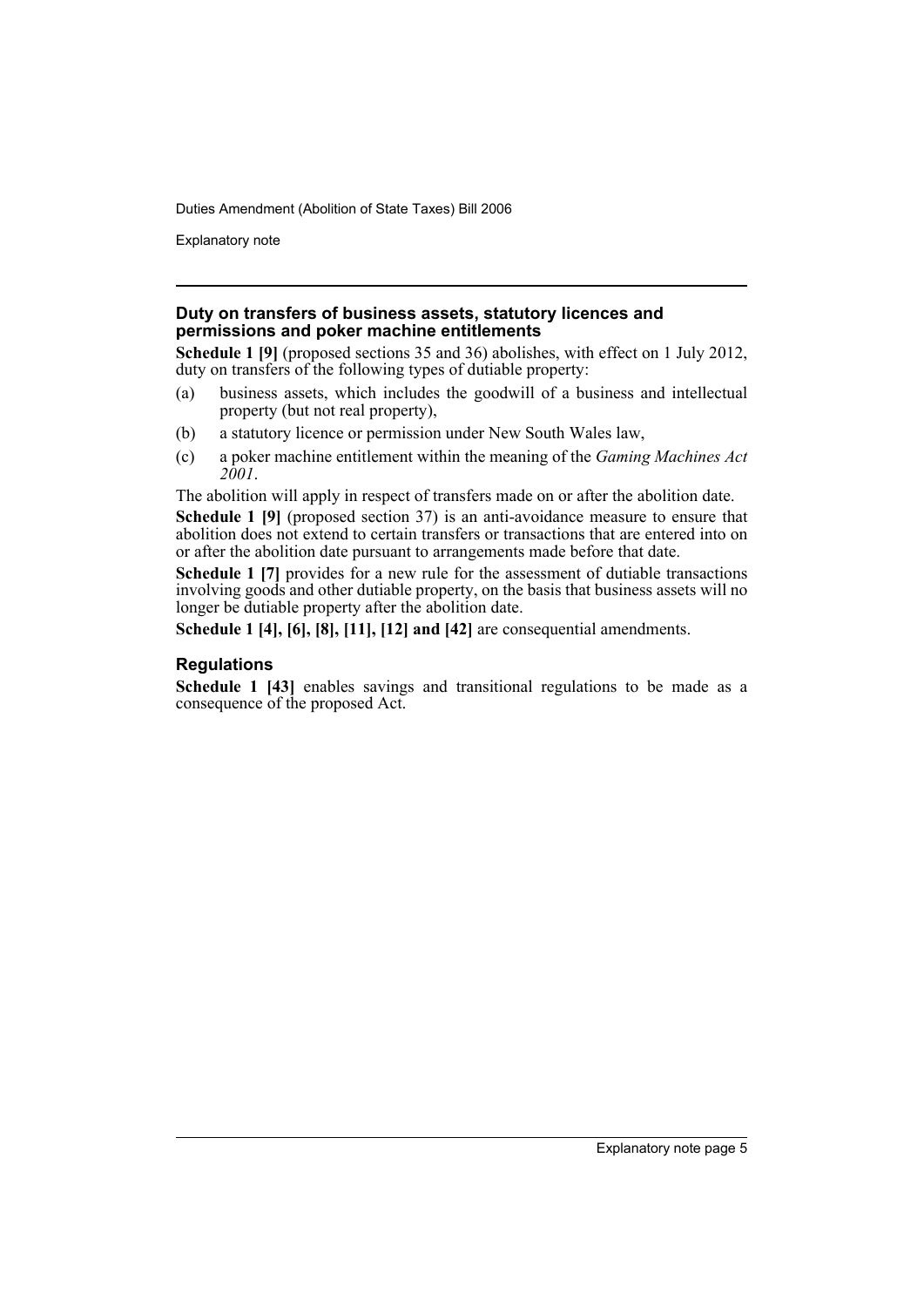### Duty on transfers of business assets, statutory licences and permissions and poker machine entitlements

**Schedule 1 [9]** (proposed sections 35 and 36) abolishes, with effect on 1 July 2012, duty on transfers of the following types of dutiable property:

(a) business assets, which includes the goodwill of a business and intellectual property (but not real property),

(b) a statutory licence or permission under New South Wales law,

(c) a poker machine entitlement within the meaning of the *Gaming Machines Act 2001*.

The abolition will apply in respect of transfers made on or after the abolition date.

**Schedule 1 [9]** (proposed section 37) is an anti-avoidance measure to ensure that abolition does not extend to certain transfers or transactions that are entered into on or after the abolition date pursuant to arrangements made before that date.

**Schedule 1 [7]** provides for a new rule for the assessment of dutiable transactions involving goods and other dutiable property, on the basis that business assets will no longer be dutiable property after the abolition date.

**Schedule 1 [4], [6], [8], [11], [12] and [42]** are consequential amendments.

### Regulations

**Schedule 1 [43]** enables savings and transitional regulations to be made as a consequence of the proposed Act.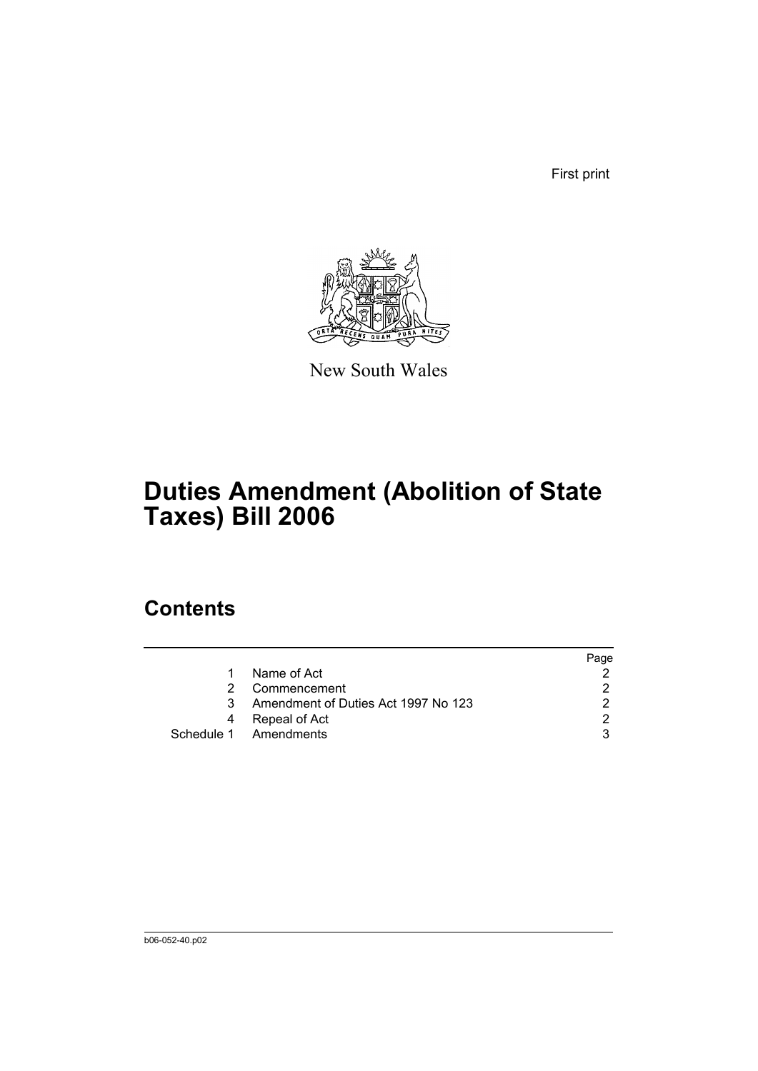First print

New South Wales

# Duties Amendment (Abolition of State Taxes) Bill 2006

## Contents

| | | Page |
|---|---|---|
| 1 | Name of Act | 2 |
| 2 | Commencement | 2 |
| 3 | Amendment of Duties Act 1997 No 123 | 2 |
| 4 | Repeal of Act | 2 |
| Schedule 1 | Amendments | 3 |

b06-052-40.p02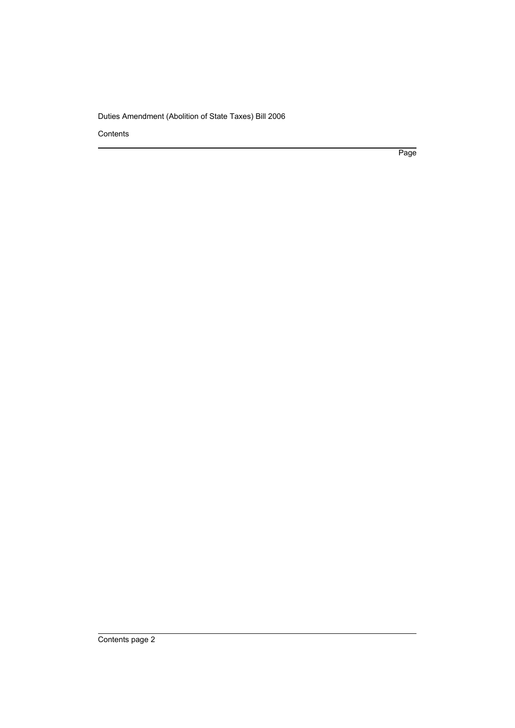Contents

Page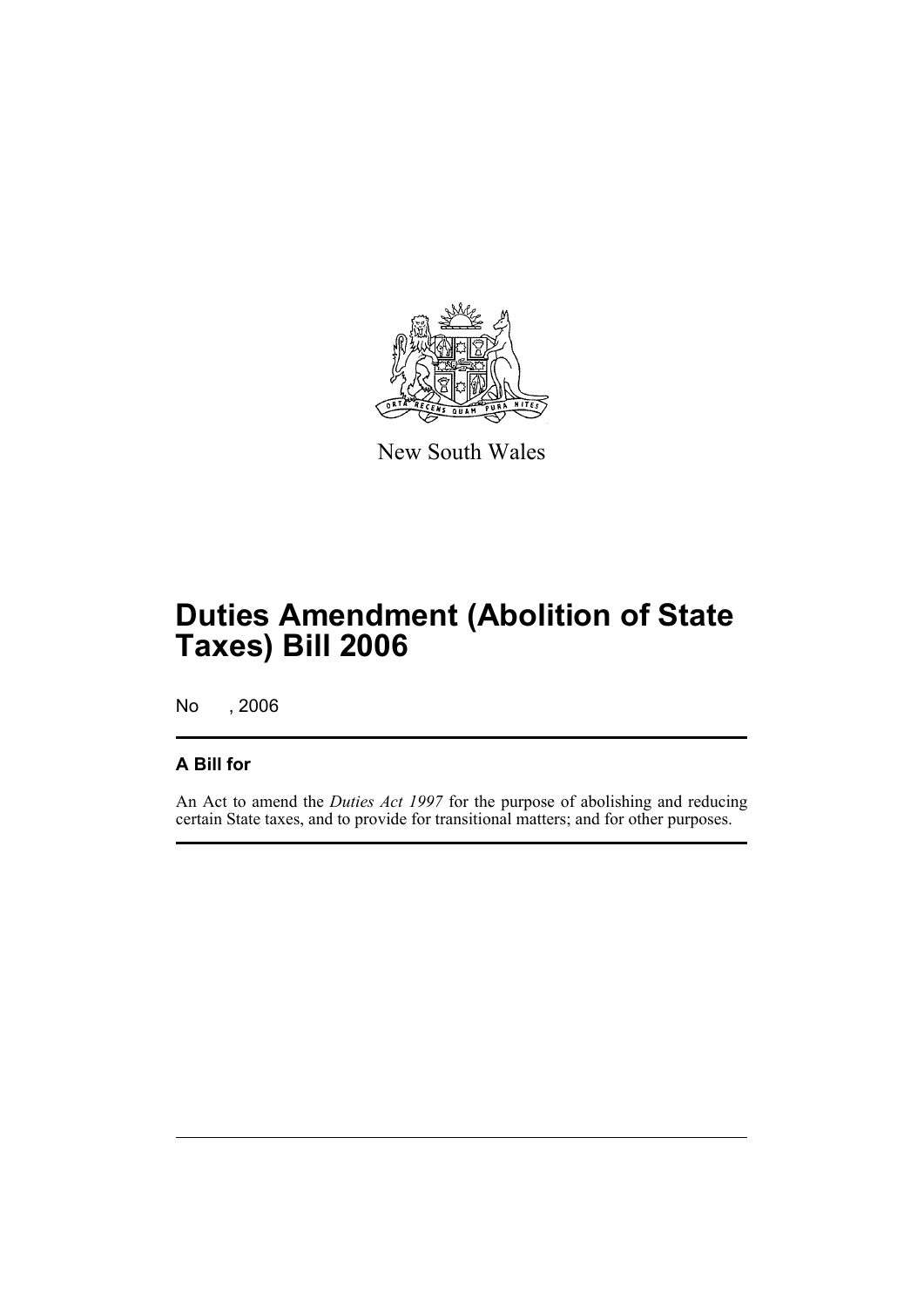New South Wales

# Duties Amendment (Abolition of State Taxes) Bill 2006

No , 2006

## A Bill for

An Act to amend the *Duties Act 1997* for the purpose of abolishing and reducing certain State taxes, and to provide for transitional matters; and for other purposes.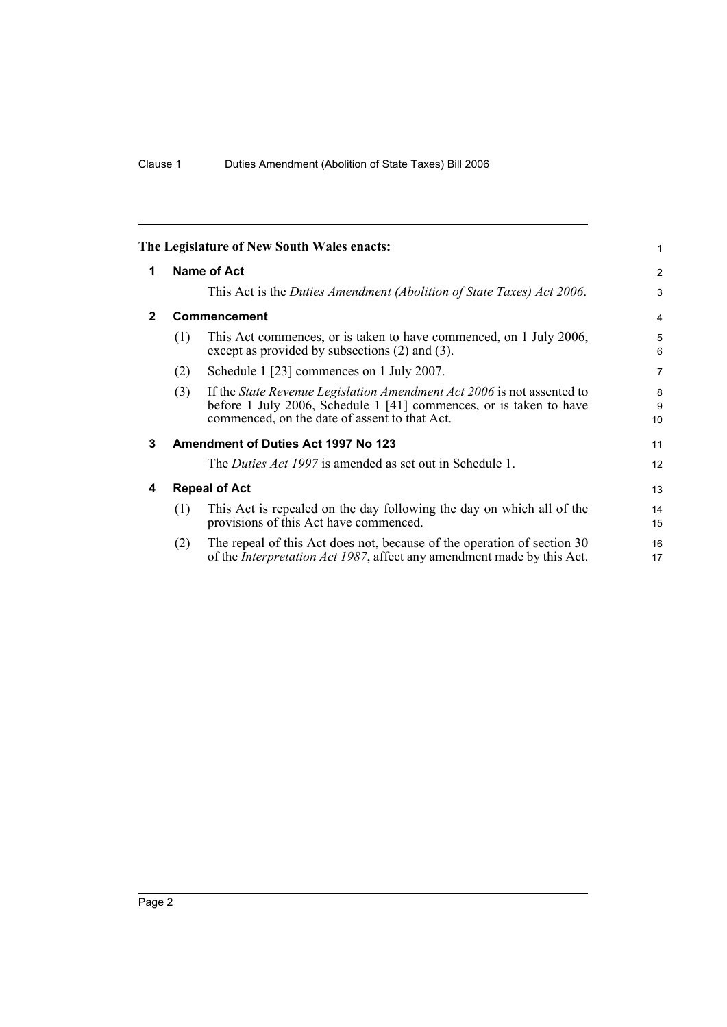**The Legislature of New South Wales enacts:**

## 1 Name of Act

This Act is the *Duties Amendment (Abolition of State Taxes) Act 2006*.

## 2 Commencement

(1) This Act commences, or is taken to have commenced, on 1 July 2006, except as provided by subsections (2) and (3).

(2) Schedule 1 [23] commences on 1 July 2007.

(3) If the *State Revenue Legislation Amendment Act 2006* is not assented to before 1 July 2006, Schedule 1 [41] commences, or is taken to have commenced, on the date of assent to that Act.

## 3 Amendment of Duties Act 1997 No 123

The *Duties Act 1997* is amended as set out in Schedule 1.

## 4 Repeal of Act

(1) This Act is repealed on the day following the day on which all of the provisions of this Act have commenced.

(2) The repeal of this Act does not, because of the operation of section 30 of the *Interpretation Act 1987*, affect any amendment made by this Act.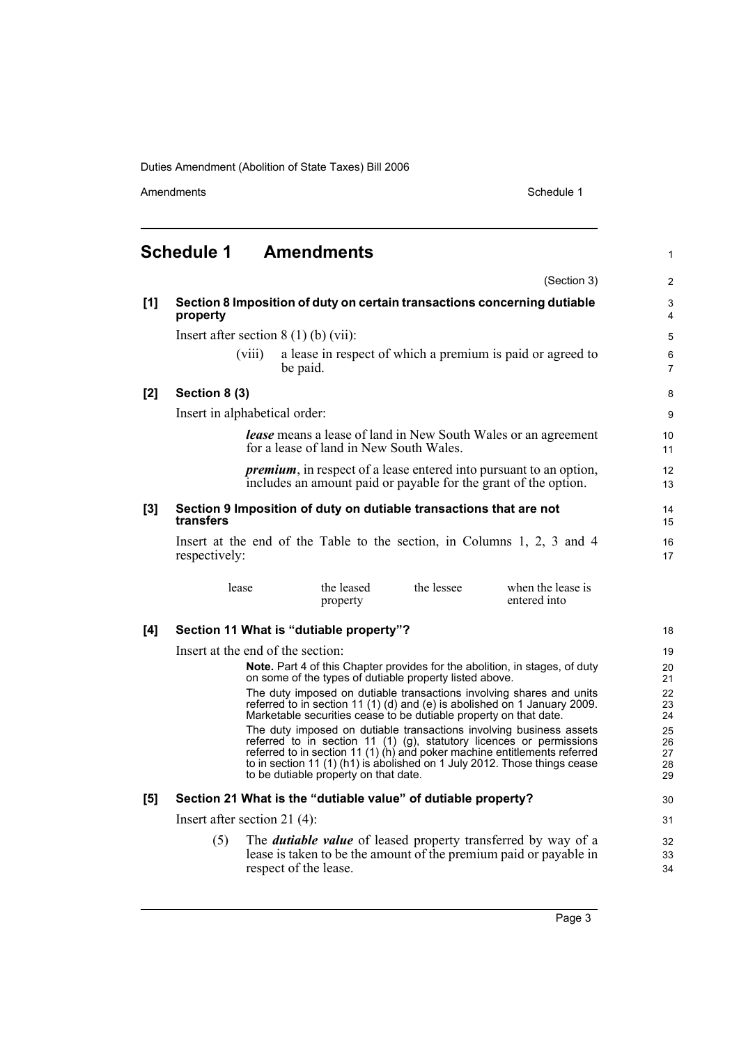# Schedule 1 Amendments

(Section 3)

**[1] Section 8 Imposition of duty on certain transactions concerning dutiable property**

Insert after section 8 (1) (b) (vii):

(viii) a lease in respect of which a premium is paid or agreed to be paid.

**[2] Section 8 (3)**

Insert in alphabetical order:

***lease*** means a lease of land in New South Wales or an agreement for a lease of land in New South Wales.

***premium***, in respect of a lease entered into pursuant to an option, includes an amount paid or payable for the grant of the option.

**[3] Section 9 Imposition of duty on dutiable transactions that are not transfers**

Insert at the end of the Table to the section, in Columns 1, 2, 3 and 4 respectively:

| | | | |
|---|---|---|---|
| lease | the leased property | the lessee | when the lease is entered into |

**[4] Section 11 What is "dutiable property"?**

Insert at the end of the section:

**Note.** Part 4 of this Chapter provides for the abolition, in stages, of duty on some of the types of dutiable property listed above.

The duty imposed on dutiable transactions involving shares and units referred to in section 11 (1) (d) and (e) is abolished on 1 January 2009. Marketable securities cease to be dutiable property on that date.

The duty imposed on dutiable transactions involving business assets referred to in section 11 (1) (g), statutory licences or permissions referred to in section 11 (1) (h) and poker machine entitlements referred to in section 11 (1) (h1) is abolished on 1 July 2012. Those things cease to be dutiable property on that date.

**[5] Section 21 What is the "dutiable value" of dutiable property?**

Insert after section 21 (4):

(5) The ***dutiable value*** of leased property transferred by way of a lease is taken to be the amount of the premium paid or payable in respect of the lease.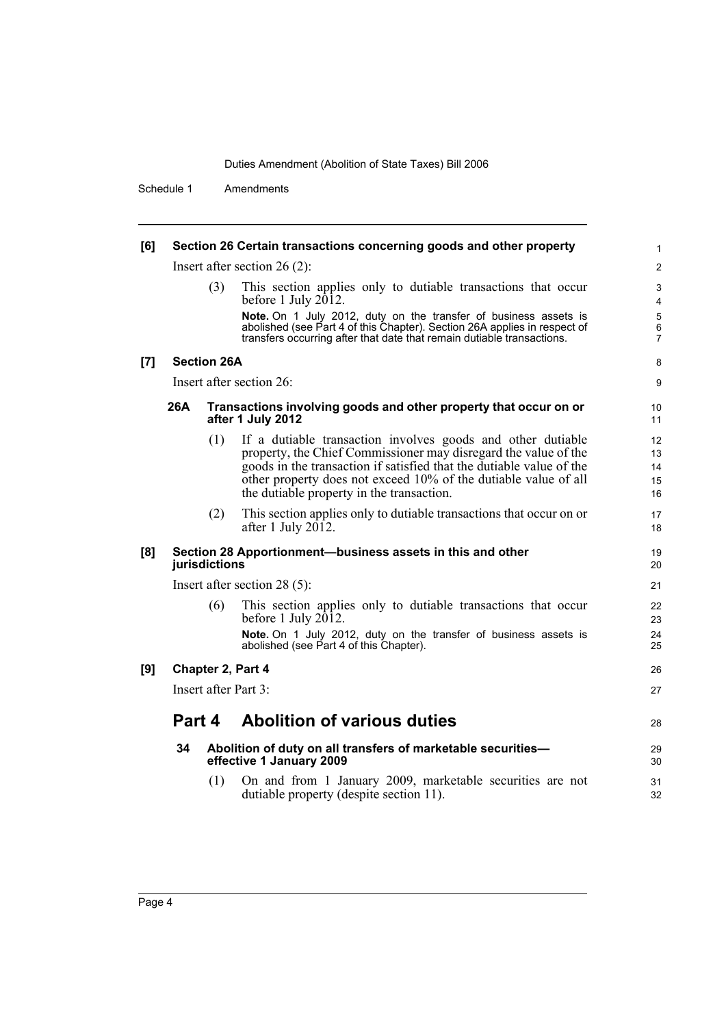**[6] Section 26 Certain transactions concerning goods and other property**

Insert after section 26 (2):

(3) This section applies only to dutiable transactions that occur before 1 July 2012.

**Note.** On 1 July 2012, duty on the transfer of business assets is abolished (see Part 4 of this Chapter). Section 26A applies in respect of transfers occurring after that date that remain dutiable transactions.

**[7] Section 26A**

Insert after section 26:

**26A Transactions involving goods and other property that occur on or after 1 July 2012**

(1) If a dutiable transaction involves goods and other dutiable property, the Chief Commissioner may disregard the value of the goods in the transaction if satisfied that the dutiable value of the other property does not exceed 10% of the dutiable value of all the dutiable property in the transaction.

(2) This section applies only to dutiable transactions that occur on or after 1 July 2012.

**[8] Section 28 Apportionment—business assets in this and other jurisdictions**

Insert after section 28 (5):

(6) This section applies only to dutiable transactions that occur before 1 July 2012.

**Note.** On 1 July 2012, duty on the transfer of business assets is abolished (see Part 4 of this Chapter).

**[9] Chapter 2, Part 4**

Insert after Part 3:

## Part 4 Abolition of various duties

**34 Abolition of duty on all transfers of marketable securities—effective 1 January 2009**

(1) On and from 1 January 2009, marketable securities are not dutiable property (despite section 11).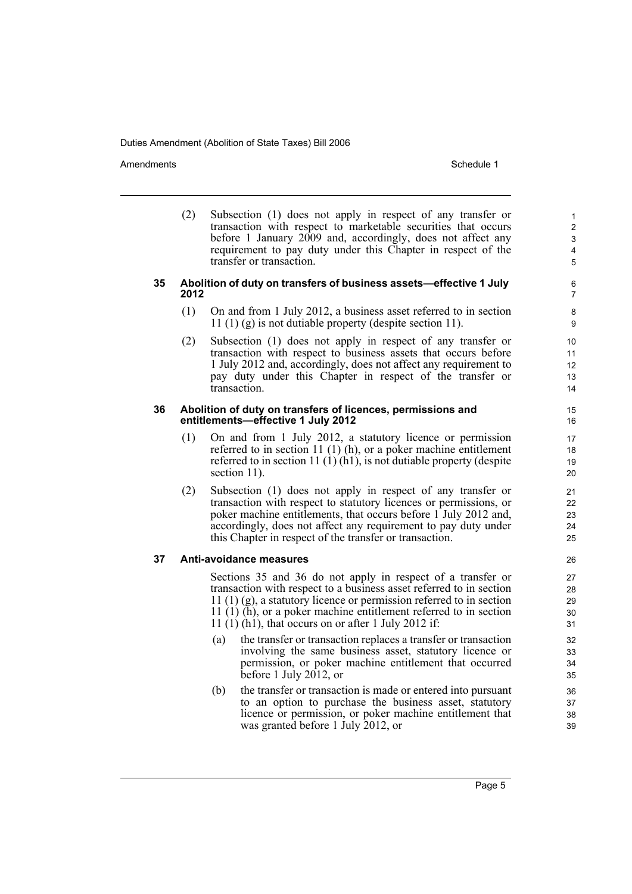(2) Subsection (1) does not apply in respect of any transfer or transaction with respect to marketable securities that occurs before 1 January 2009 and, accordingly, does not affect any requirement to pay duty under this Chapter in respect of the transfer or transaction.

### 35 Abolition of duty on transfers of business assets—effective 1 July 2012

(1) On and from 1 July 2012, a business asset referred to in section 11 (1) (g) is not dutiable property (despite section 11).

(2) Subsection (1) does not apply in respect of any transfer or transaction with respect to business assets that occurs before 1 July 2012 and, accordingly, does not affect any requirement to pay duty under this Chapter in respect of the transfer or transaction.

### 36 Abolition of duty on transfers of licences, permissions and entitlements—effective 1 July 2012

(1) On and from 1 July 2012, a statutory licence or permission referred to in section 11 (1) (h), or a poker machine entitlement referred to in section 11 (1) (h1), is not dutiable property (despite section 11).

(2) Subsection (1) does not apply in respect of any transfer or transaction with respect to statutory licences or permissions, or poker machine entitlements, that occurs before 1 July 2012 and, accordingly, does not affect any requirement to pay duty under this Chapter in respect of the transfer or transaction.

### 37 Anti-avoidance measures

Sections 35 and 36 do not apply in respect of a transfer or transaction with respect to a business asset referred to in section 11 (1) (g), a statutory licence or permission referred to in section 11 (1) (h), or a poker machine entitlement referred to in section 11 (1) (h1), that occurs on or after 1 July 2012 if:

(a) the transfer or transaction replaces a transfer or transaction involving the same business asset, statutory licence or permission, or poker machine entitlement that occurred before 1 July 2012, or

(b) the transfer or transaction is made or entered into pursuant to an option to purchase the business asset, statutory licence or permission, or poker machine entitlement that was granted before 1 July 2012, or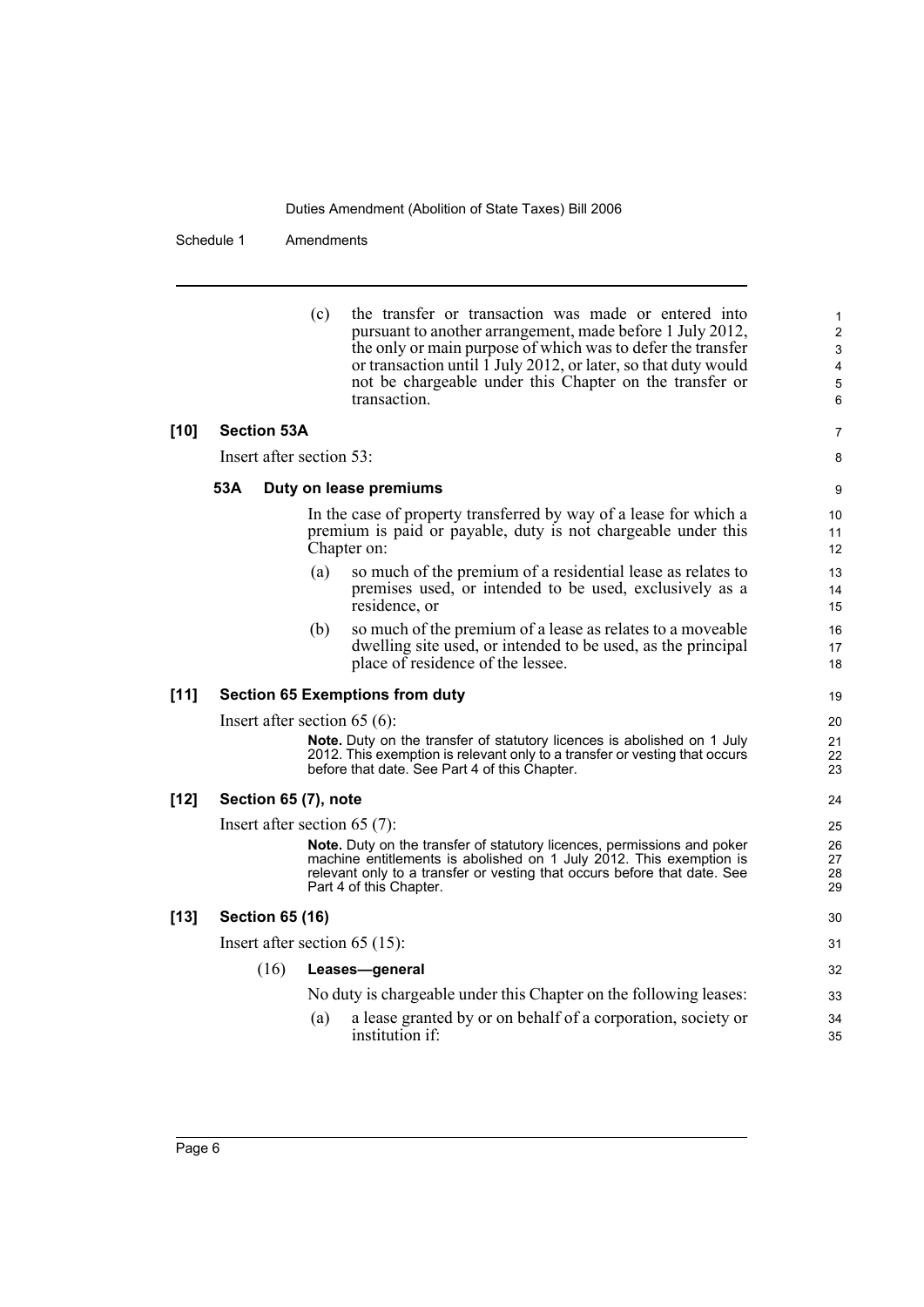(c) the transfer or transaction was made or entered into pursuant to another arrangement, made before 1 July 2012, the only or main purpose of which was to defer the transfer or transaction until 1 July 2012, or later, so that duty would not be chargeable under this Chapter on the transfer or transaction.

**[10] Section 53A**

Insert after section 53:

**53A Duty on lease premiums**

In the case of property transferred by way of a lease for which a premium is paid or payable, duty is not chargeable under this Chapter on:

(a) so much of the premium of a residential lease as relates to premises used, or intended to be used, exclusively as a residence, or

(b) so much of the premium of a lease as relates to a moveable dwelling site used, or intended to be used, as the principal place of residence of the lessee.

**[11] Section 65 Exemptions from duty**

Insert after section 65 (6):

**Note.** Duty on the transfer of statutory licences is abolished on 1 July 2012. This exemption is relevant only to a transfer or vesting that occurs before that date. See Part 4 of this Chapter.

**[12] Section 65 (7), note**

Insert after section 65 (7):

**Note.** Duty on the transfer of statutory licences, permissions and poker machine entitlements is abolished on 1 July 2012. This exemption is relevant only to a transfer or vesting that occurs before that date. See Part 4 of this Chapter.

**[13] Section 65 (16)**

Insert after section 65 (15):

(16) **Leases—general**

No duty is chargeable under this Chapter on the following leases:

(a) a lease granted by or on behalf of a corporation, society or institution if: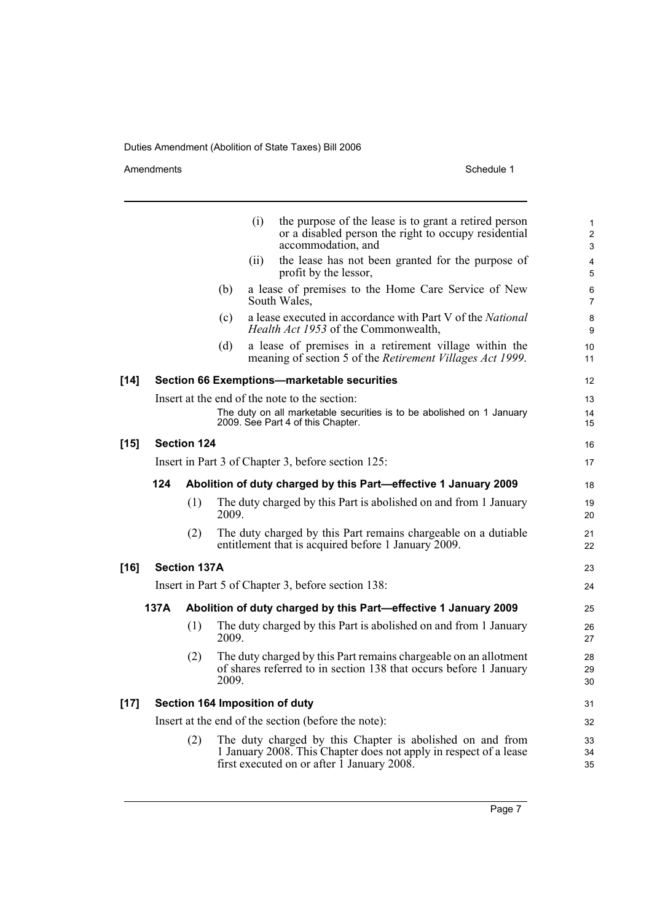(i) the purpose of the lease is to grant a retired person or a disabled person the right to occupy residential accommodation, and

(ii) the lease has not been granted for the purpose of profit by the lessor,

(b) a lease of premises to the Home Care Service of New South Wales,

(c) a lease executed in accordance with Part V of the *National Health Act 1953* of the Commonwealth,

(d) a lease of premises in a retirement village within the meaning of section 5 of the *Retirement Villages Act 1999*.

**[14] Section 66 Exemptions—marketable securities**

Insert at the end of the note to the section:

The duty on all marketable securities is to be abolished on 1 January 2009. See Part 4 of this Chapter.

**[15] Section 124**

Insert in Part 3 of Chapter 3, before section 125:

**124 Abolition of duty charged by this Part—effective 1 January 2009**

(1) The duty charged by this Part is abolished on and from 1 January 2009.

(2) The duty charged by this Part remains chargeable on a dutiable entitlement that is acquired before 1 January 2009.

**[16] Section 137A**

Insert in Part 5 of Chapter 3, before section 138:

**137A Abolition of duty charged by this Part—effective 1 January 2009**

(1) The duty charged by this Part is abolished on and from 1 January 2009.

(2) The duty charged by this Part remains chargeable on an allotment of shares referred to in section 138 that occurs before 1 January 2009.

**[17] Section 164 Imposition of duty**

Insert at the end of the section (before the note):

(2) The duty charged by this Chapter is abolished on and from 1 January 2008. This Chapter does not apply in respect of a lease first executed on or after 1 January 2008.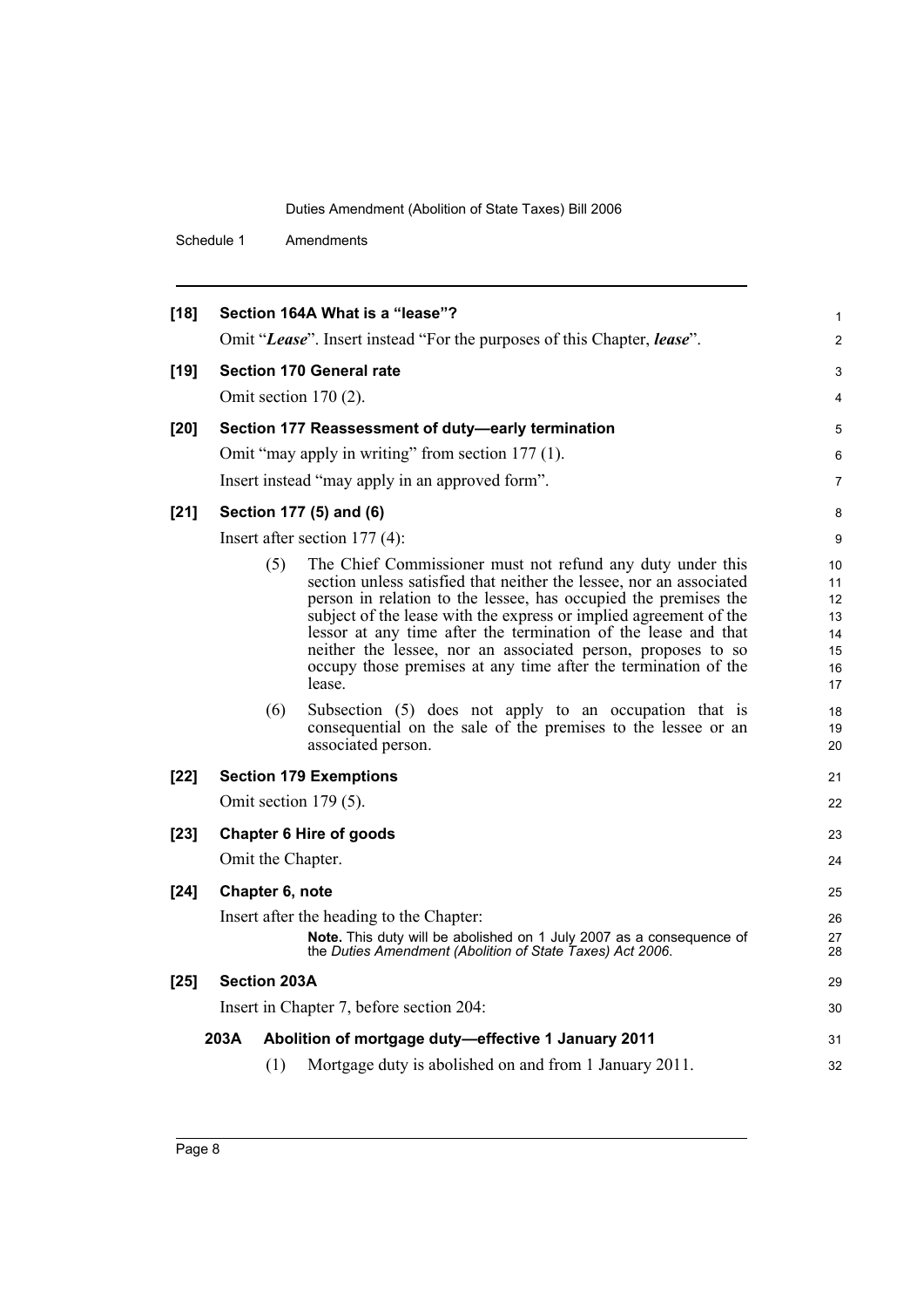**[18] Section 164A What is a "lease"?**

Omit "***Lease***". Insert instead "For the purposes of this Chapter, ***lease***".

**[19] Section 170 General rate**

Omit section 170 (2).

**[20] Section 177 Reassessment of duty—early termination**

Omit "may apply in writing" from section 177 (1).

Insert instead "may apply in an approved form".

**[21] Section 177 (5) and (6)**

Insert after section 177 (4):

(5) The Chief Commissioner must not refund any duty under this section unless satisfied that neither the lessee, nor an associated person in relation to the lessee, has occupied the premises the subject of the lease with the express or implied agreement of the lessor at any time after the termination of the lease and that neither the lessee, nor an associated person, proposes to so occupy those premises at any time after the termination of the lease.

(6) Subsection (5) does not apply to an occupation that is consequential on the sale of the premises to the lessee or an associated person.

**[22] Section 179 Exemptions**

Omit section 179 (5).

**[23] Chapter 6 Hire of goods**

Omit the Chapter.

**[24] Chapter 6, note**

Insert after the heading to the Chapter:

**Note.** This duty will be abolished on 1 July 2007 as a consequence of the *Duties Amendment (Abolition of State Taxes) Act 2006*.

**[25] Section 203A**

Insert in Chapter 7, before section 204:

**203A Abolition of mortgage duty—effective 1 January 2011**

(1) Mortgage duty is abolished on and from 1 January 2011.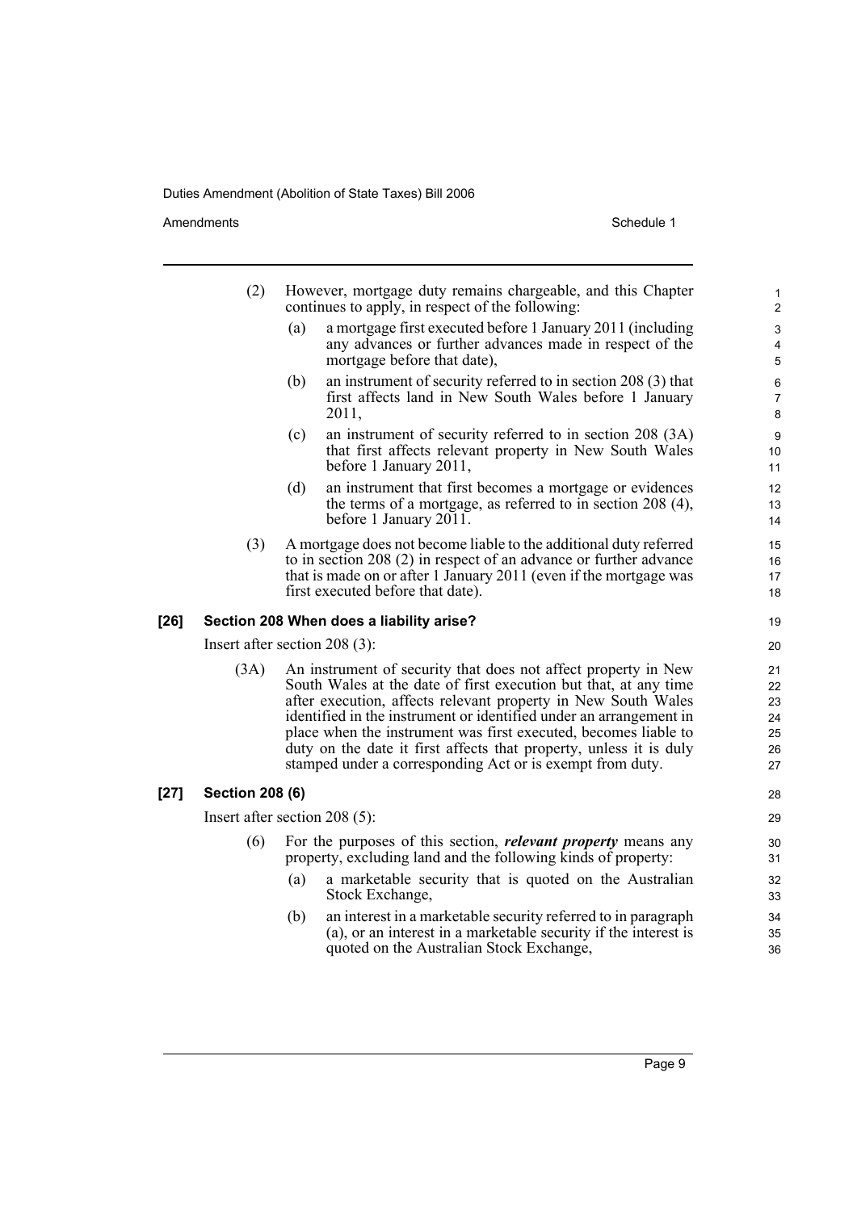(2) However, mortgage duty remains chargeable, and this Chapter continues to apply, in respect of the following:

(a) a mortgage first executed before 1 January 2011 (including any advances or further advances made in respect of the mortgage before that date),

(b) an instrument of security referred to in section 208 (3) that first affects land in New South Wales before 1 January 2011,

(c) an instrument of security referred to in section 208 (3A) that first affects relevant property in New South Wales before 1 January 2011,

(d) an instrument that first becomes a mortgage or evidences the terms of a mortgage, as referred to in section 208 (4), before 1 January 2011.

(3) A mortgage does not become liable to the additional duty referred to in section 208 (2) in respect of an advance or further advance that is made on or after 1 January 2011 (even if the mortgage was first executed before that date).

**[26] Section 208 When does a liability arise?**

Insert after section 208 (3):

(3A) An instrument of security that does not affect property in New South Wales at the date of first execution but that, at any time after execution, affects relevant property in New South Wales identified in the instrument or identified under an arrangement in place when the instrument was first executed, becomes liable to duty on the date it first affects that property, unless it is duly stamped under a corresponding Act or is exempt from duty.

**[27] Section 208 (6)**

Insert after section 208 (5):

(6) For the purposes of this section, ***relevant property*** means any property, excluding land and the following kinds of property:

(a) a marketable security that is quoted on the Australian Stock Exchange,

(b) an interest in a marketable security referred to in paragraph (a), or an interest in a marketable security if the interest is quoted on the Australian Stock Exchange,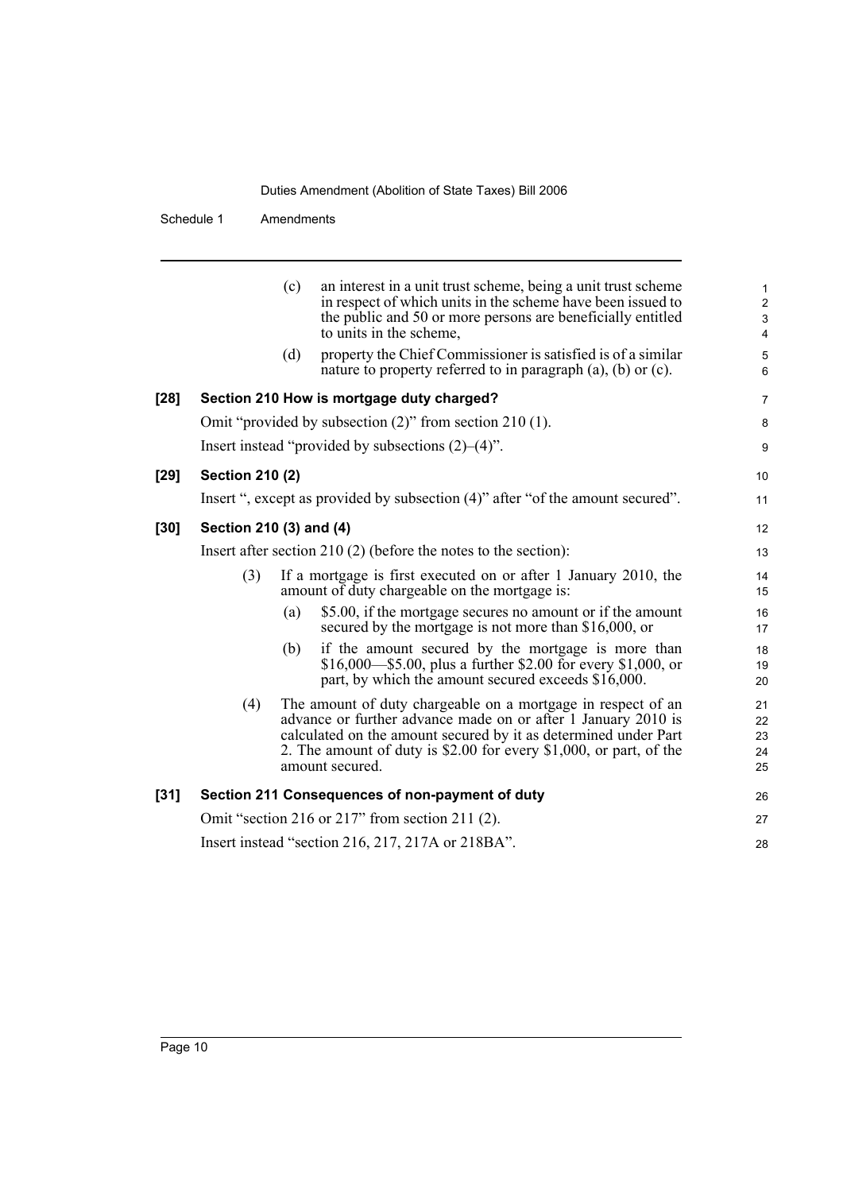(c) an interest in a unit trust scheme, being a unit trust scheme in respect of which units in the scheme have been issued to the public and 50 or more persons are beneficially entitled to units in the scheme,

(d) property the Chief Commissioner is satisfied is of a similar nature to property referred to in paragraph (a), (b) or (c).

**[28] Section 210 How is mortgage duty charged?**

Omit "provided by subsection (2)" from section 210 (1).

Insert instead "provided by subsections (2)–(4)".

**[29] Section 210 (2)**

Insert ", except as provided by subsection (4)" after "of the amount secured".

**[30] Section 210 (3) and (4)**

Insert after section 210 (2) (before the notes to the section):

(3) If a mortgage is first executed on or after 1 January 2010, the amount of duty chargeable on the mortgage is:

(a) $5.00, if the mortgage secures no amount or if the amount secured by the mortgage is not more than $16,000, or

(b) if the amount secured by the mortgage is more than $16,000—$5.00, plus a further $2.00 for every $1,000, or part, by which the amount secured exceeds $16,000.

(4) The amount of duty chargeable on a mortgage in respect of an advance or further advance made on or after 1 January 2010 is calculated on the amount secured by it as determined under Part 2. The amount of duty is $2.00 for every $1,000, or part, of the amount secured.

**[31] Section 211 Consequences of non-payment of duty**

Omit "section 216 or 217" from section 211 (2).

Insert instead "section 216, 217, 217A or 218BA".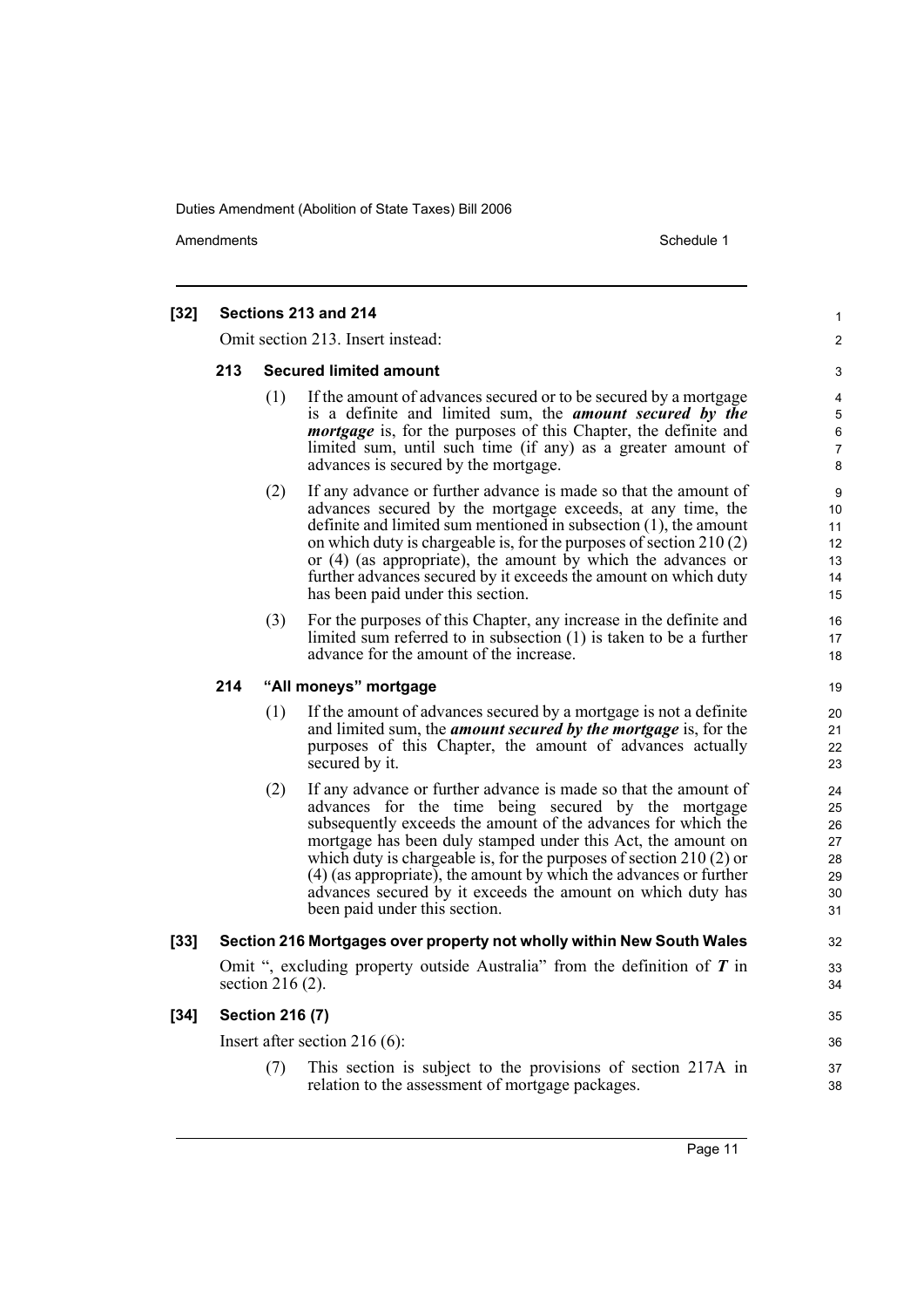**[32] Sections 213 and 214**

Omit section 213. Insert instead:

**213 Secured limited amount**

(1) If the amount of advances secured or to be secured by a mortgage is a definite and limited sum, the ***amount secured by the mortgage*** is, for the purposes of this Chapter, the definite and limited sum, until such time (if any) as a greater amount of advances is secured by the mortgage.

(2) If any advance or further advance is made so that the amount of advances secured by the mortgage exceeds, at any time, the definite and limited sum mentioned in subsection (1), the amount on which duty is chargeable is, for the purposes of section 210 (2) or (4) (as appropriate), the amount by which the advances or further advances secured by it exceeds the amount on which duty has been paid under this section.

(3) For the purposes of this Chapter, any increase in the definite and limited sum referred to in subsection (1) is taken to be a further advance for the amount of the increase.

**214 "All moneys" mortgage**

(1) If the amount of advances secured by a mortgage is not a definite and limited sum, the ***amount secured by the mortgage*** is, for the purposes of this Chapter, the amount of advances actually secured by it.

(2) If any advance or further advance is made so that the amount of advances for the time being secured by the mortgage subsequently exceeds the amount of the advances for which the mortgage has been duly stamped under this Act, the amount on which duty is chargeable is, for the purposes of section 210 (2) or (4) (as appropriate), the amount by which the advances or further advances secured by it exceeds the amount on which duty has been paid under this section.

**[33] Section 216 Mortgages over property not wholly within New South Wales**

Omit ", excluding property outside Australia" from the definition of ***T*** in section 216 (2).

**[34] Section 216 (7)**

Insert after section 216 (6):

(7) This section is subject to the provisions of section 217A in relation to the assessment of mortgage packages.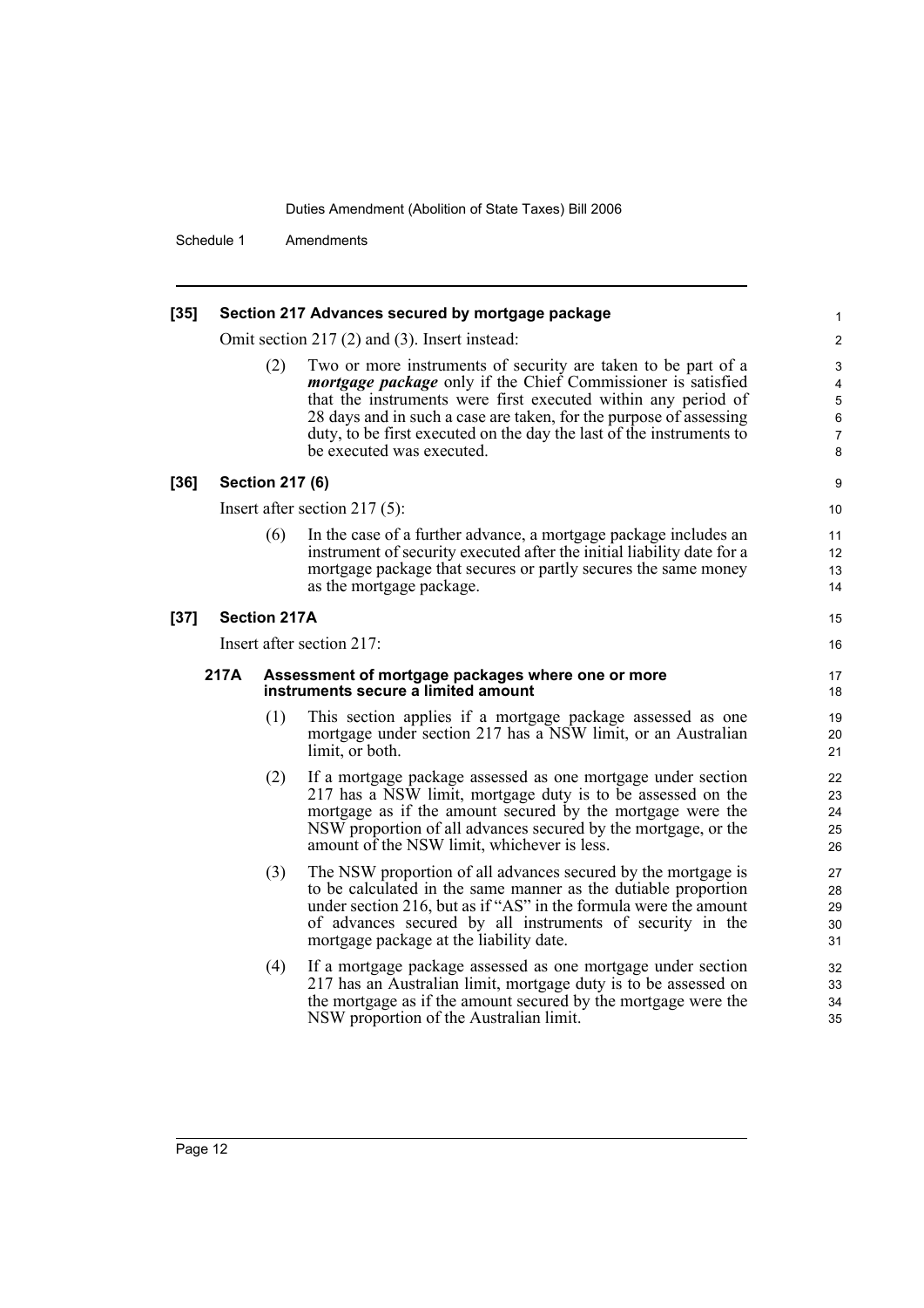**[35] Section 217 Advances secured by mortgage package**

Omit section 217 (2) and (3). Insert instead:

(2) Two or more instruments of security are taken to be part of a ***mortgage package*** only if the Chief Commissioner is satisfied that the instruments were first executed within any period of 28 days and in such a case are taken, for the purpose of assessing duty, to be first executed on the day the last of the instruments to be executed was executed.

**[36] Section 217 (6)**

Insert after section 217 (5):

(6) In the case of a further advance, a mortgage package includes an instrument of security executed after the initial liability date for a mortgage package that secures or partly secures the same money as the mortgage package.

**[37] Section 217A**

Insert after section 217:

**217A Assessment of mortgage packages where one or more instruments secure a limited amount**

(1) This section applies if a mortgage package assessed as one mortgage under section 217 has a NSW limit, or an Australian limit, or both.

(2) If a mortgage package assessed as one mortgage under section 217 has a NSW limit, mortgage duty is to be assessed on the mortgage as if the amount secured by the mortgage were the NSW proportion of all advances secured by the mortgage, or the amount of the NSW limit, whichever is less.

(3) The NSW proportion of all advances secured by the mortgage is to be calculated in the same manner as the dutiable proportion under section 216, but as if "AS" in the formula were the amount of advances secured by all instruments of security in the mortgage package at the liability date.

(4) If a mortgage package assessed as one mortgage under section 217 has an Australian limit, mortgage duty is to be assessed on the mortgage as if the amount secured by the mortgage were the NSW proportion of the Australian limit.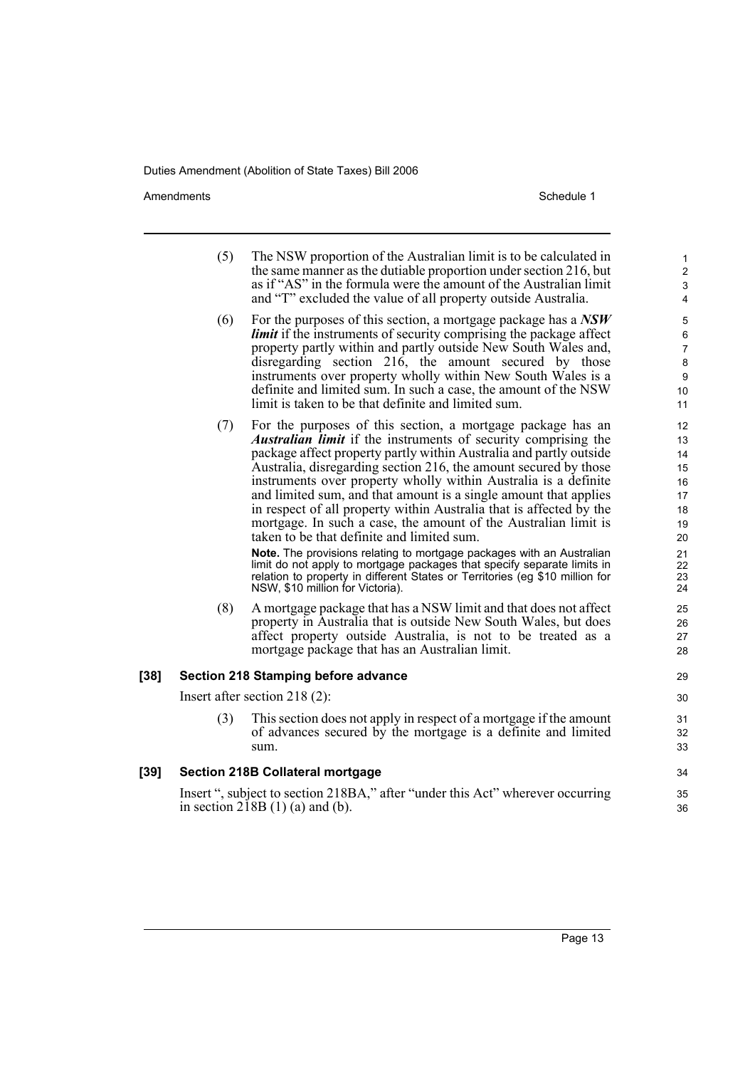(5) The NSW proportion of the Australian limit is to be calculated in the same manner as the dutiable proportion under section 216, but as if "AS" in the formula were the amount of the Australian limit and "T" excluded the value of all property outside Australia.

(6) For the purposes of this section, a mortgage package has a ***NSW limit*** if the instruments of security comprising the package affect property partly within and partly outside New South Wales and, disregarding section 216, the amount secured by those instruments over property wholly within New South Wales is a definite and limited sum. In such a case, the amount of the NSW limit is taken to be that definite and limited sum.

(7) For the purposes of this section, a mortgage package has an ***Australian limit*** if the instruments of security comprising the package affect property partly within Australia and partly outside Australia, disregarding section 216, the amount secured by those instruments over property wholly within Australia is a definite and limited sum, and that amount is a single amount that applies in respect of all property within Australia that is affected by the mortgage. In such a case, the amount of the Australian limit is taken to be that definite and limited sum.

**Note.** The provisions relating to mortgage packages with an Australian limit do not apply to mortgage packages that specify separate limits in relation to property in different States or Territories (eg $10 million for NSW, $10 million for Victoria).

(8) A mortgage package that has a NSW limit and that does not affect property in Australia that is outside New South Wales, but does affect property outside Australia, is not to be treated as a mortgage package that has an Australian limit.

**[38] Section 218 Stamping before advance**

Insert after section 218 (2):

(3) This section does not apply in respect of a mortgage if the amount of advances secured by the mortgage is a definite and limited sum.

**[39] Section 218B Collateral mortgage**

Insert ", subject to section 218BA," after "under this Act" wherever occurring in section 218B (1) (a) and (b).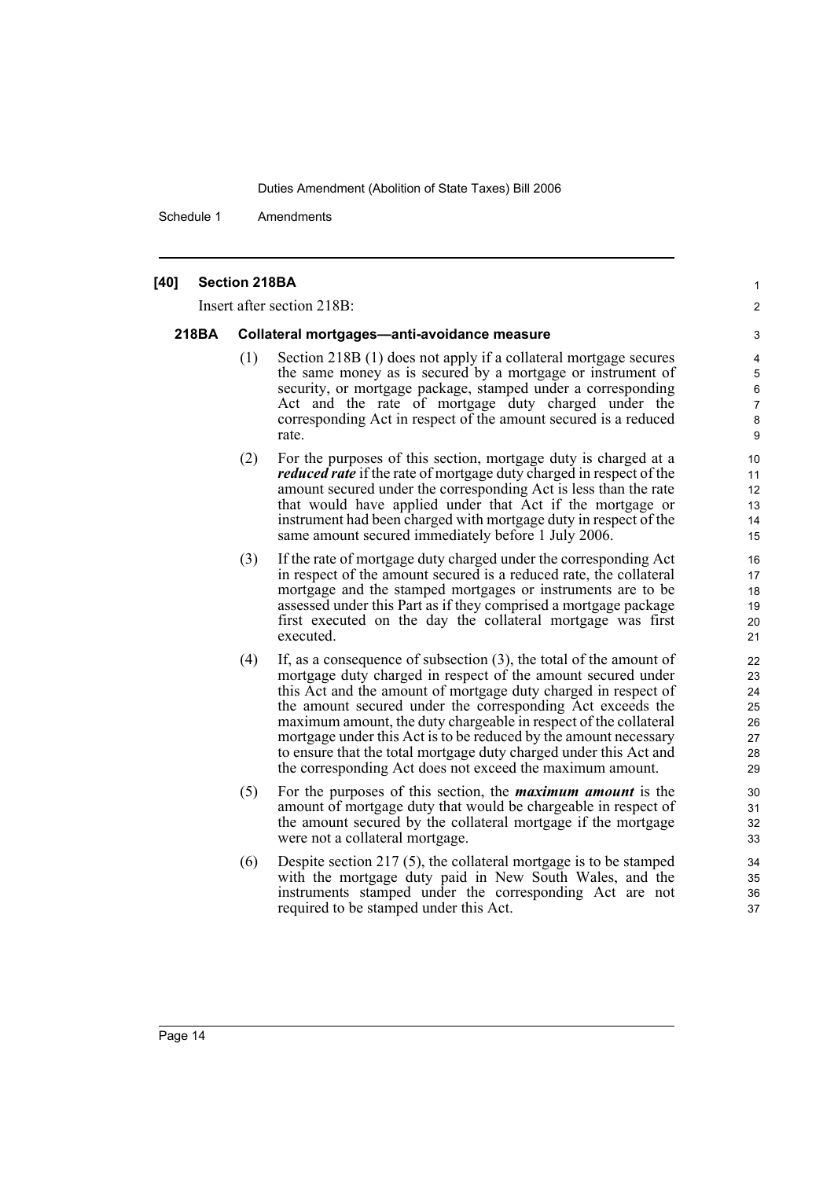**[40] Section 218BA**

Insert after section 218B:

**218BA Collateral mortgages—anti-avoidance measure**

(1) Section 218B (1) does not apply if a collateral mortgage secures the same money as is secured by a mortgage or instrument of security, or mortgage package, stamped under a corresponding Act and the rate of mortgage duty charged under the corresponding Act in respect of the amount secured is a reduced rate.

(2) For the purposes of this section, mortgage duty is charged at a ***reduced rate*** if the rate of mortgage duty charged in respect of the amount secured under the corresponding Act is less than the rate that would have applied under that Act if the mortgage or instrument had been charged with mortgage duty in respect of the same amount secured immediately before 1 July 2006.

(3) If the rate of mortgage duty charged under the corresponding Act in respect of the amount secured is a reduced rate, the collateral mortgage and the stamped mortgages or instruments are to be assessed under this Part as if they comprised a mortgage package first executed on the day the collateral mortgage was first executed.

(4) If, as a consequence of subsection (3), the total of the amount of mortgage duty charged in respect of the amount secured under this Act and the amount of mortgage duty charged in respect of the amount secured under the corresponding Act exceeds the maximum amount, the duty chargeable in respect of the collateral mortgage under this Act is to be reduced by the amount necessary to ensure that the total mortgage duty charged under this Act and the corresponding Act does not exceed the maximum amount.

(5) For the purposes of this section, the ***maximum amount*** is the amount of mortgage duty that would be chargeable in respect of the amount secured by the collateral mortgage if the mortgage were not a collateral mortgage.

(6) Despite section 217 (5), the collateral mortgage is to be stamped with the mortgage duty paid in New South Wales, and the instruments stamped under the corresponding Act are not required to be stamped under this Act.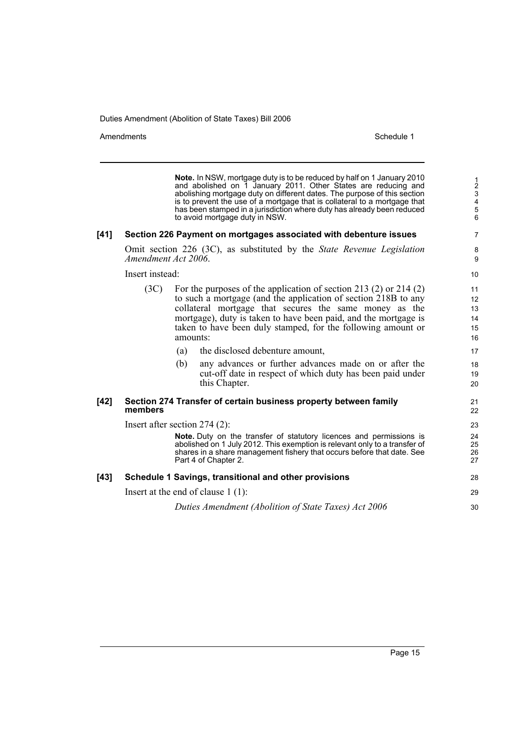**Note.** In NSW, mortgage duty is to be reduced by half on 1 January 2010 and abolished on 1 January 2011. Other States are reducing and abolishing mortgage duty on different dates. The purpose of this section is to prevent the use of a mortgage that is collateral to a mortgage that has been stamped in a jurisdiction where duty has already been reduced to avoid mortgage duty in NSW.

### [41] Section 226 Payment on mortgages associated with debenture issues

Omit section 226 (3C), as substituted by the *State Revenue Legislation Amendment Act 2006*.

Insert instead:

(3C) For the purposes of the application of section 213 (2) or 214 (2) to such a mortgage (and the application of section 218B to any collateral mortgage that secures the same money as the mortgage), duty is taken to have been paid, and the mortgage is taken to have been duly stamped, for the following amount or amounts:

(a) the disclosed debenture amount,

(b) any advances or further advances made on or after the cut-off date in respect of which duty has been paid under this Chapter.

### [42] Section 274 Transfer of certain business property between family members

Insert after section 274 (2):

**Note.** Duty on the transfer of statutory licences and permissions is abolished on 1 July 2012. This exemption is relevant only to a transfer of shares in a share management fishery that occurs before that date. See Part 4 of Chapter 2.

### [43] Schedule 1 Savings, transitional and other provisions

Insert at the end of clause 1 (1):

*Duties Amendment (Abolition of State Taxes) Act 2006*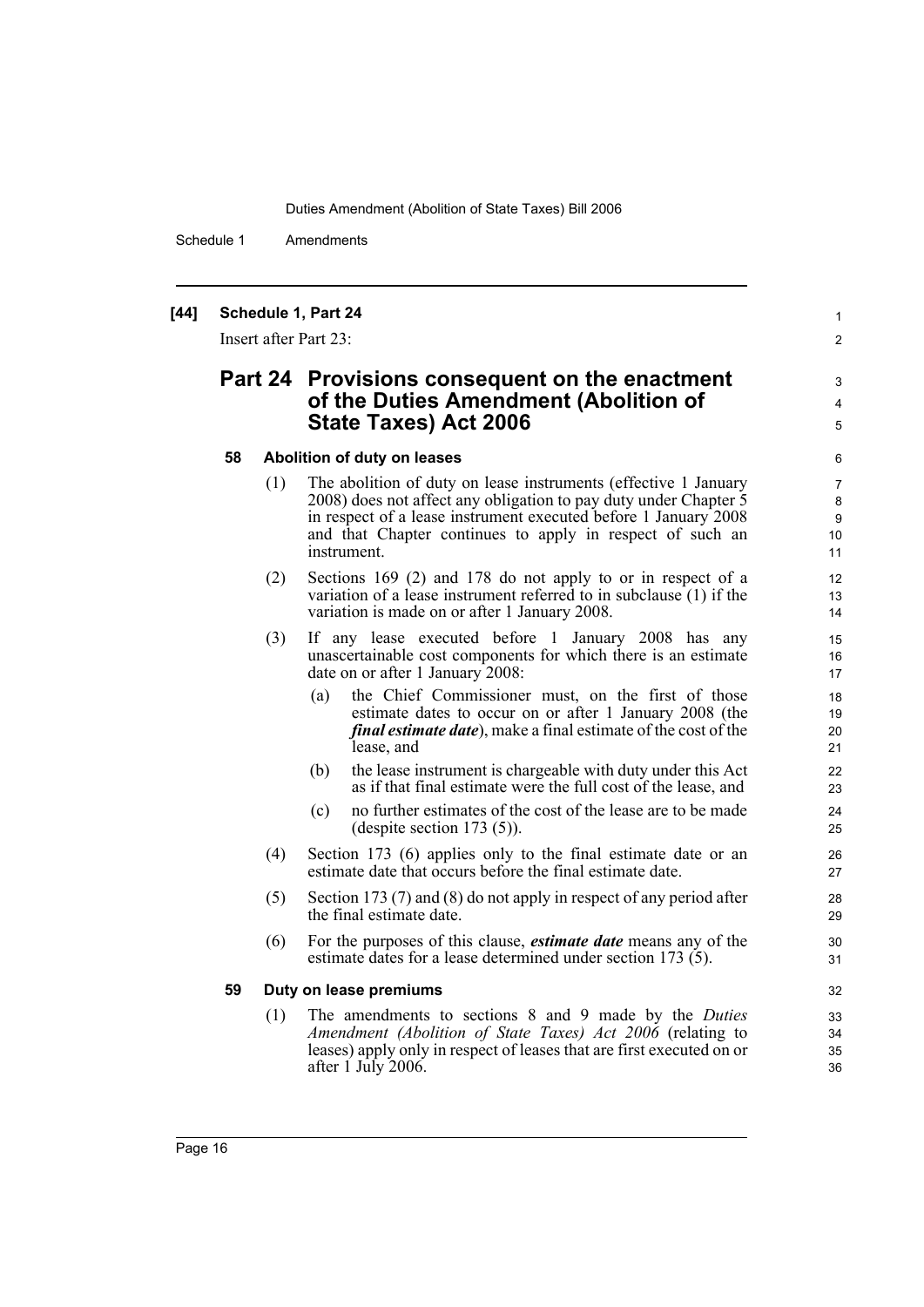**[44] Schedule 1, Part 24**

Insert after Part 23:

## Part 24 Provisions consequent on the enactment of the Duties Amendment (Abolition of State Taxes) Act 2006

### 58 Abolition of duty on leases

(1) The abolition of duty on lease instruments (effective 1 January 2008) does not affect any obligation to pay duty under Chapter 5 in respect of a lease instrument executed before 1 January 2008 and that Chapter continues to apply in respect of such an instrument.

(2) Sections 169 (2) and 178 do not apply to or in respect of a variation of a lease instrument referred to in subclause (1) if the variation is made on or after 1 January 2008.

(3) If any lease executed before 1 January 2008 has any unascertainable cost components for which there is an estimate date on or after 1 January 2008:

- (a) the Chief Commissioner must, on the first of those estimate dates to occur on or after 1 January 2008 (the ***final estimate date***), make a final estimate of the cost of the lease, and
- (b) the lease instrument is chargeable with duty under this Act as if that final estimate were the full cost of the lease, and
- (c) no further estimates of the cost of the lease are to be made (despite section 173 (5)).

(4) Section 173 (6) applies only to the final estimate date or an estimate date that occurs before the final estimate date.

(5) Section 173 (7) and (8) do not apply in respect of any period after the final estimate date.

(6) For the purposes of this clause, ***estimate date*** means any of the estimate dates for a lease determined under section 173 (5).

### 59 Duty on lease premiums

(1) The amendments to sections 8 and 9 made by the *Duties Amendment (Abolition of State Taxes) Act 2006* (relating to leases) apply only in respect of leases that are first executed on or after 1 July 2006.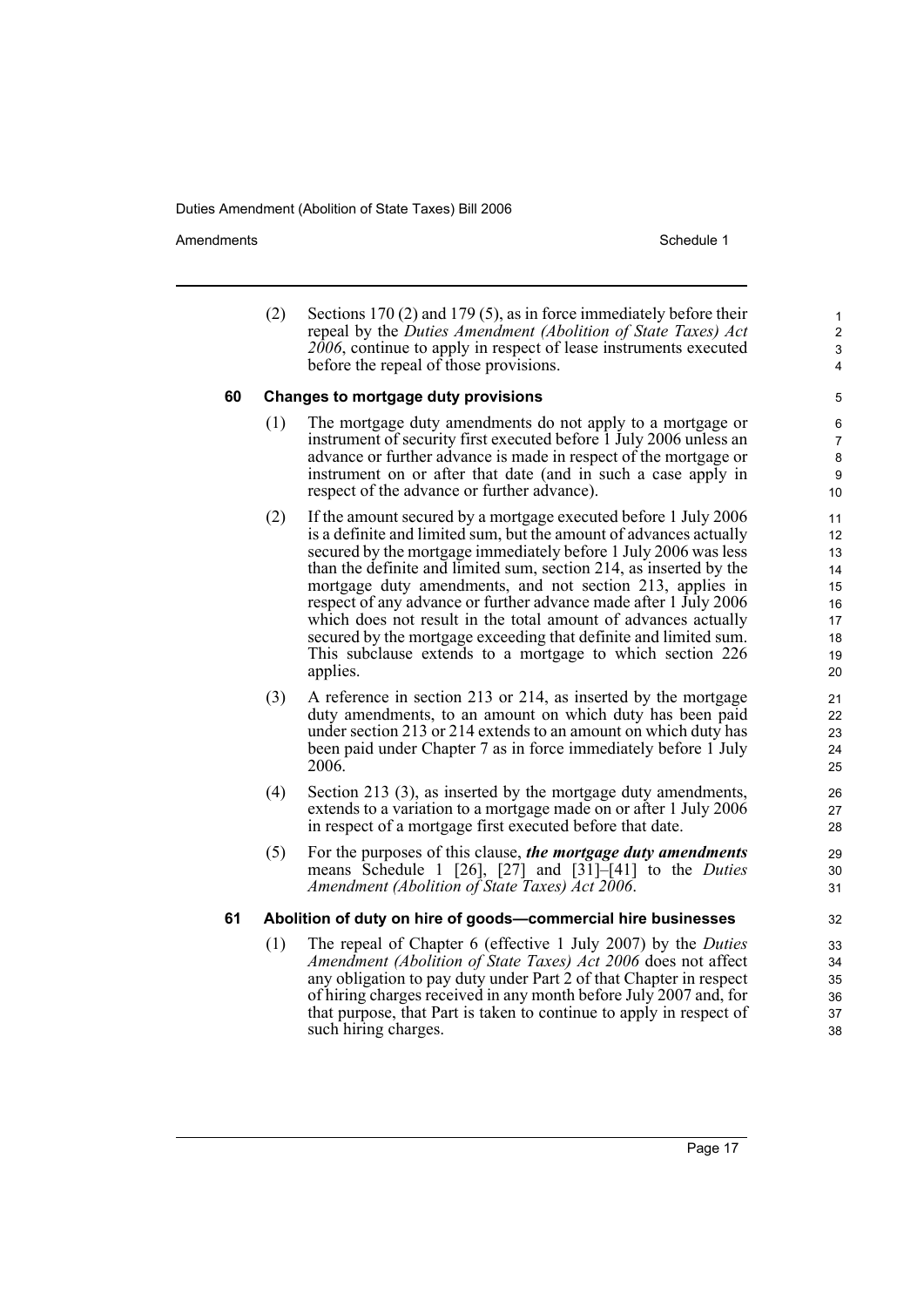(2) Sections 170 (2) and 179 (5), as in force immediately before their repeal by the *Duties Amendment (Abolition of State Taxes) Act 2006*, continue to apply in respect of lease instruments executed before the repeal of those provisions.

### 60 Changes to mortgage duty provisions

(1) The mortgage duty amendments do not apply to a mortgage or instrument of security first executed before 1 July 2006 unless an advance or further advance is made in respect of the mortgage or instrument on or after that date (and in such a case apply in respect of the advance or further advance).

(2) If the amount secured by a mortgage executed before 1 July 2006 is a definite and limited sum, but the amount of advances actually secured by the mortgage immediately before 1 July 2006 was less than the definite and limited sum, section 214, as inserted by the mortgage duty amendments, and not section 213, applies in respect of any advance or further advance made after 1 July 2006 which does not result in the total amount of advances actually secured by the mortgage exceeding that definite and limited sum. This subclause extends to a mortgage to which section 226 applies.

(3) A reference in section 213 or 214, as inserted by the mortgage duty amendments, to an amount on which duty has been paid under section 213 or 214 extends to an amount on which duty has been paid under Chapter 7 as in force immediately before 1 July 2006.

(4) Section 213 (3), as inserted by the mortgage duty amendments, extends to a variation to a mortgage made on or after 1 July 2006 in respect of a mortgage first executed before that date.

(5) For the purposes of this clause, ***the mortgage duty amendments*** means Schedule 1 [26], [27] and [31]–[41] to the *Duties Amendment (Abolition of State Taxes) Act 2006*.

### 61 Abolition of duty on hire of goods—commercial hire businesses

(1) The repeal of Chapter 6 (effective 1 July 2007) by the *Duties Amendment (Abolition of State Taxes) Act 2006* does not affect any obligation to pay duty under Part 2 of that Chapter in respect of hiring charges received in any month before July 2007 and, for that purpose, that Part is taken to continue to apply in respect of such hiring charges.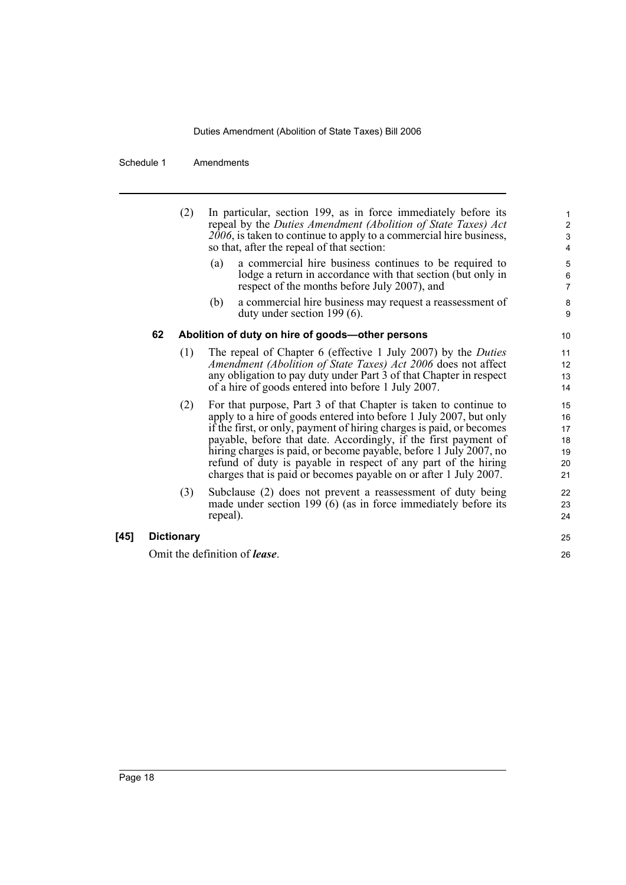(2) In particular, section 199, as in force immediately before its repeal by the *Duties Amendment (Abolition of State Taxes) Act 2006*, is taken to continue to apply to a commercial hire business, so that, after the repeal of that section:

(a) a commercial hire business continues to be required to lodge a return in accordance with that section (but only in respect of the months before July 2007), and

(b) a commercial hire business may request a reassessment of duty under section 199 (6).

### 62 Abolition of duty on hire of goods—other persons

(1) The repeal of Chapter 6 (effective 1 July 2007) by the *Duties Amendment (Abolition of State Taxes) Act 2006* does not affect any obligation to pay duty under Part 3 of that Chapter in respect of a hire of goods entered into before 1 July 2007.

(2) For that purpose, Part 3 of that Chapter is taken to continue to apply to a hire of goods entered into before 1 July 2007, but only if the first, or only, payment of hiring charges is paid, or becomes payable, before that date. Accordingly, if the first payment of hiring charges is paid, or become payable, before 1 July 2007, no refund of duty is payable in respect of any part of the hiring charges that is paid or becomes payable on or after 1 July 2007.

(3) Subclause (2) does not prevent a reassessment of duty being made under section 199 (6) (as in force immediately before its repeal).

## [45] Dictionary

Omit the definition of ***lease***.